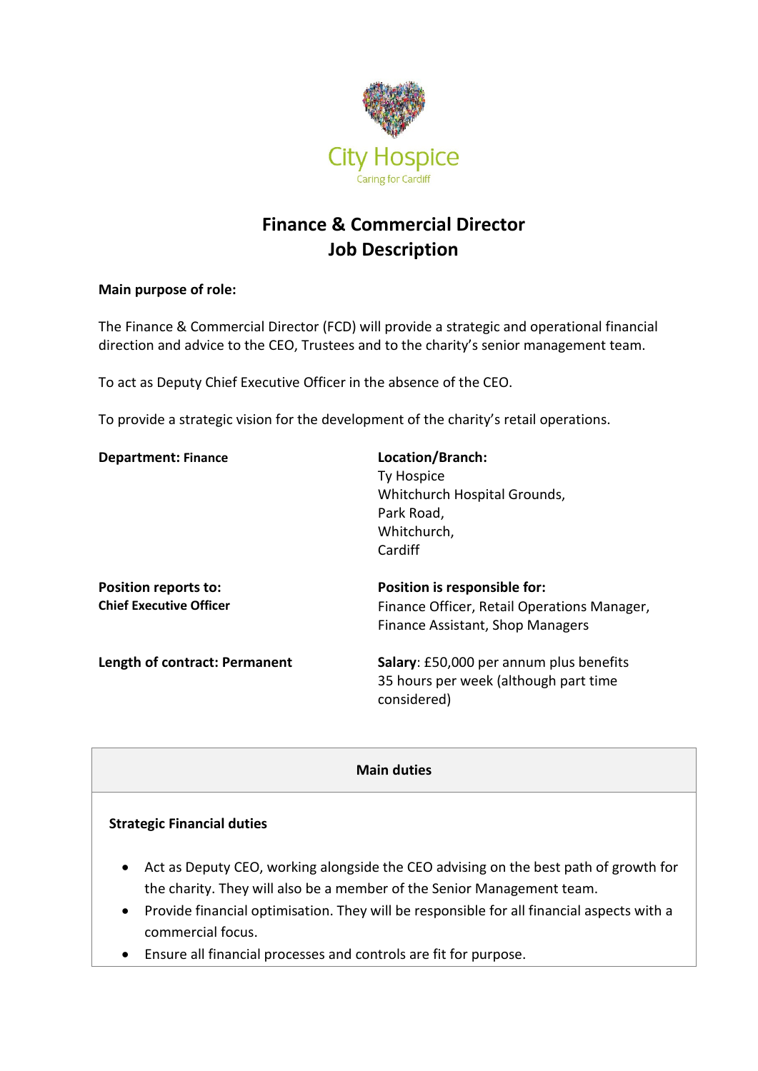City Hospice

Caring for Cardiff

# Finance & Commercial Director
# Job Description

**Main purpose of role:**

The Finance & Commercial Director (FCD) will provide a strategic and operational financial direction and advice to the CEO, Trustees and to the charity's senior management team.

To act as Deputy Chief Executive Officer in the absence of the CEO.

To provide a strategic vision for the development of the charity's retail operations.

**Department: Finance**

**Location/Branch:**
Ty Hospice
Whitchurch Hospital Grounds,
Park Road,
Whitchurch,
Cardiff

**Position reports to:**
**Chief Executive Officer**

**Position is responsible for:**
Finance Officer, Retail Operations Manager, Finance Assistant, Shop Managers

**Length of contract: Permanent**

**Salary**: £50,000 per annum plus benefits
35 hours per week (although part time considered)

## Main duties

**Strategic Financial duties**

- Act as Deputy CEO, working alongside the CEO advising on the best path of growth for the charity. They will also be a member of the Senior Management team.
- Provide financial optimisation. They will be responsible for all financial aspects with a commercial focus.
- Ensure all financial processes and controls are fit for purpose.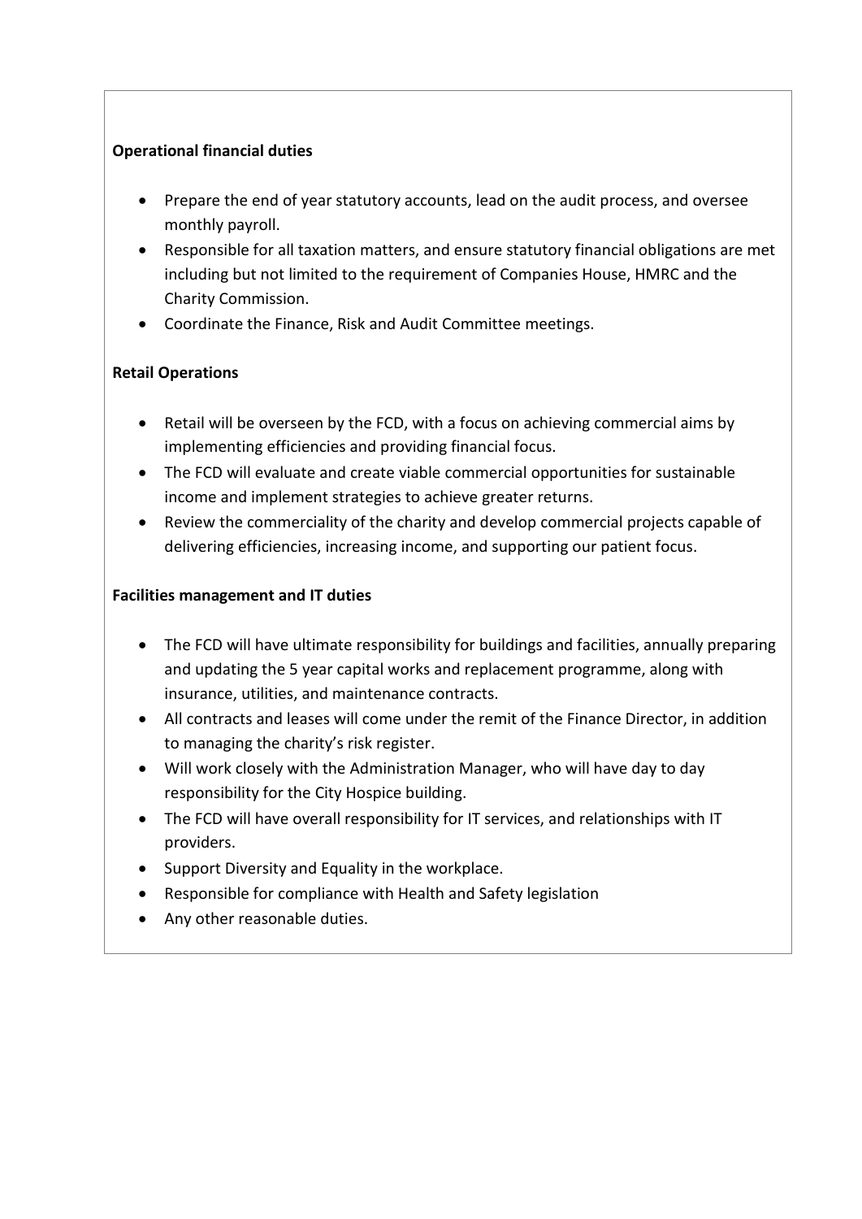**Operational financial duties**

- Prepare the end of year statutory accounts, lead on the audit process, and oversee monthly payroll.
- Responsible for all taxation matters, and ensure statutory financial obligations are met including but not limited to the requirement of Companies House, HMRC and the Charity Commission.
- Coordinate the Finance, Risk and Audit Committee meetings.

**Retail Operations**

- Retail will be overseen by the FCD, with a focus on achieving commercial aims by implementing efficiencies and providing financial focus.
- The FCD will evaluate and create viable commercial opportunities for sustainable income and implement strategies to achieve greater returns.
- Review the commerciality of the charity and develop commercial projects capable of delivering efficiencies, increasing income, and supporting our patient focus.

**Facilities management and IT duties**

- The FCD will have ultimate responsibility for buildings and facilities, annually preparing and updating the 5 year capital works and replacement programme, along with insurance, utilities, and maintenance contracts.
- All contracts and leases will come under the remit of the Finance Director, in addition to managing the charity's risk register.
- Will work closely with the Administration Manager, who will have day to day responsibility for the City Hospice building.
- The FCD will have overall responsibility for IT services, and relationships with IT providers.
- Support Diversity and Equality in the workplace.
- Responsible for compliance with Health and Safety legislation
- Any other reasonable duties.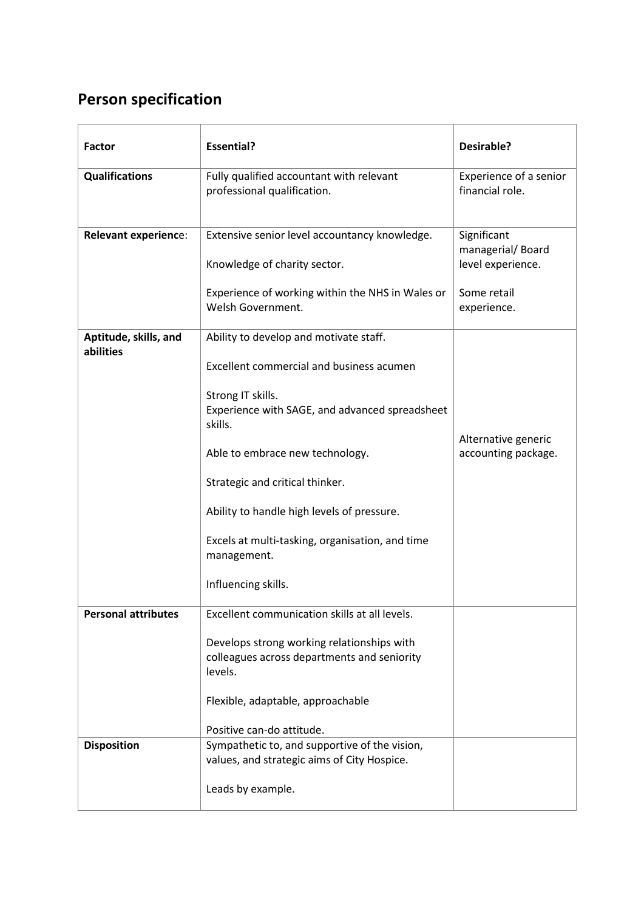## Person specification

| Factor | Essential? | Desirable? |
|---|---|---|
| **Qualifications** | Fully qualified accountant with relevant professional qualification. | Experience of a senior financial role. |
| **Relevant experience**: | Extensive senior level accountancy knowledge.<br><br>Knowledge of charity sector.<br><br>Experience of working within the NHS in Wales or Welsh Government. | Significant managerial/ Board level experience.<br><br>Some retail experience. |
| **Aptitude, skills, and abilities** | Ability to develop and motivate staff.<br><br>Excellent commercial and business acumen<br><br>Strong IT skills.<br>Experience with SAGE, and advanced spreadsheet skills.<br><br>Able to embrace new technology.<br><br>Strategic and critical thinker.<br><br>Ability to handle high levels of pressure.<br><br>Excels at multi-tasking, organisation, and time management.<br><br>Influencing skills. | Alternative generic accounting package. |
| **Personal attributes** | Excellent communication skills at all levels.<br><br>Develops strong working relationships with colleagues across departments and seniority levels.<br><br>Flexible, adaptable, approachable<br><br>Positive can-do attitude. | |
| **Disposition** | Sympathetic to, and supportive of the vision, values, and strategic aims of City Hospice.<br><br>Leads by example. | |